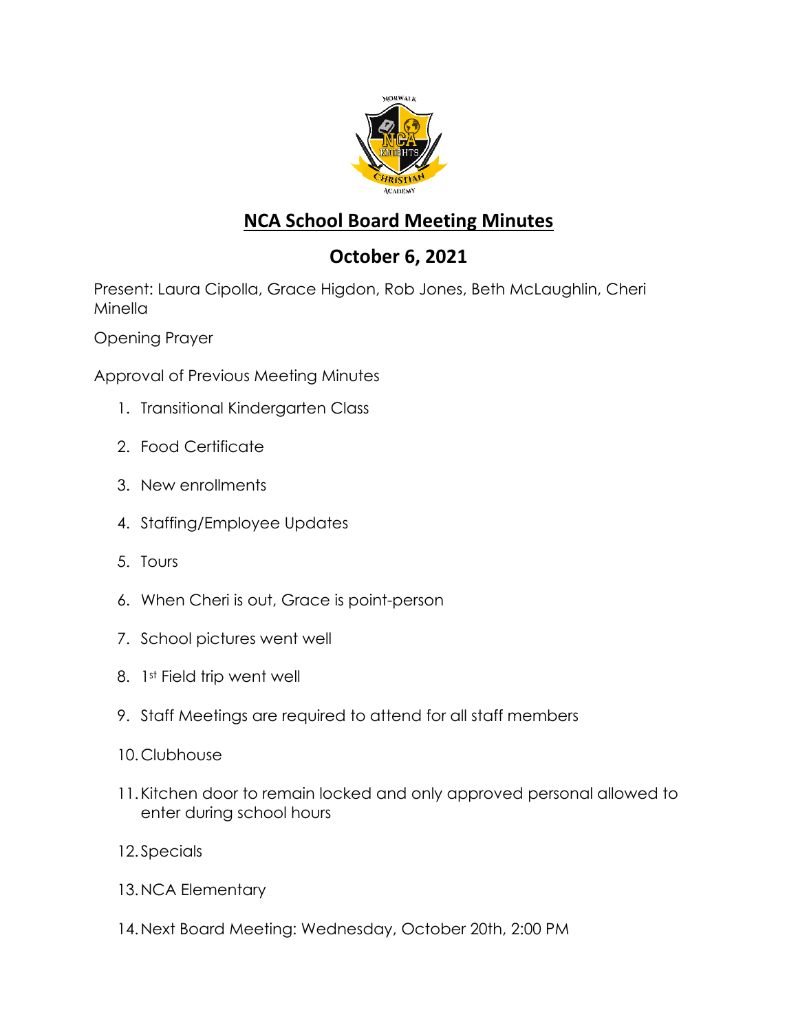# NCA School Board Meeting Minutes

## October 6, 2021

Present: Laura Cipolla, Grace Higdon, Rob Jones, Beth McLaughlin, Cheri Minella

Opening Prayer

Approval of Previous Meeting Minutes

1. Transitional Kindergarten Class
2. Food Certificate
3. New enrollments
4. Staffing/Employee Updates
5. Tours
6. When Cheri is out, Grace is point-person
7. School pictures went well
8. 1st Field trip went well
9. Staff Meetings are required to attend for all staff members
10. Clubhouse
11. Kitchen door to remain locked and only approved personal allowed to enter during school hours
12. Specials
13. NCA Elementary
14. Next Board Meeting: Wednesday, October 20th, 2:00 PM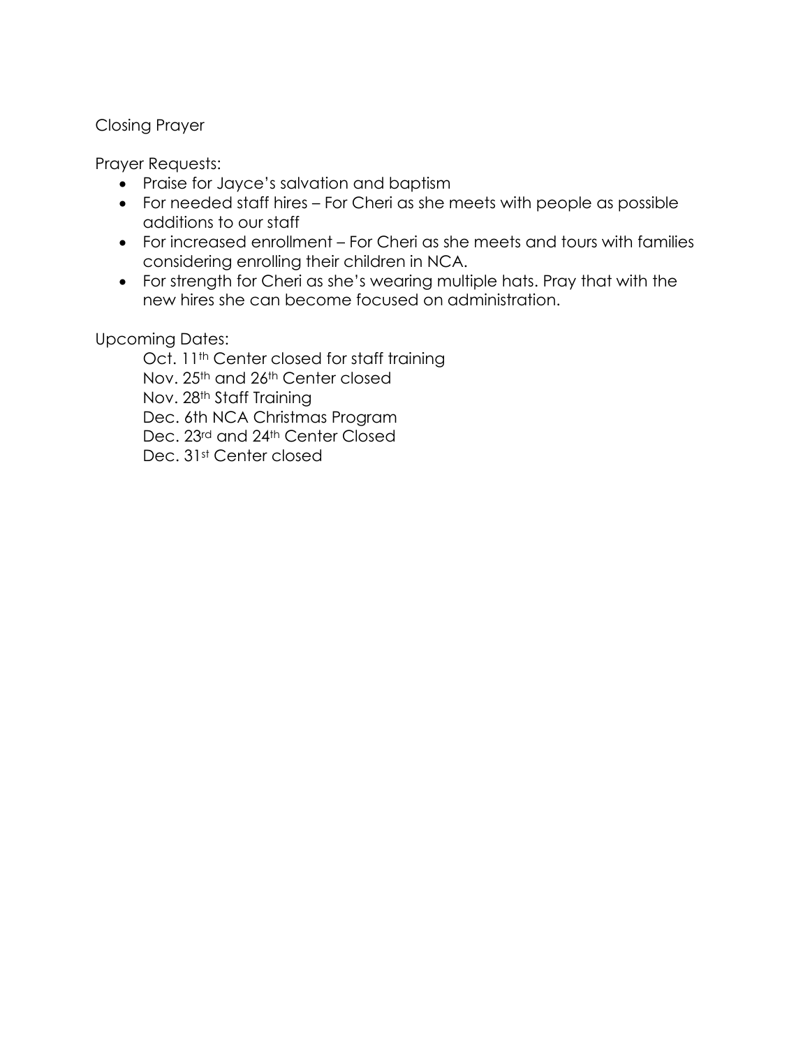Closing Prayer

Prayer Requests:

- Praise for Jayce's salvation and baptism
- For needed staff hires – For Cheri as she meets with people as possible additions to our staff
- For increased enrollment – For Cheri as she meets and tours with families considering enrolling their children in NCA.
- For strength for Cheri as she's wearing multiple hats. Pray that with the new hires she can become focused on administration.

Upcoming Dates:

Oct. 11th Center closed for staff training
Nov. 25th and 26th Center closed
Nov. 28th Staff Training
Dec. 6th NCA Christmas Program
Dec. 23rd and 24th Center Closed
Dec. 31st Center closed